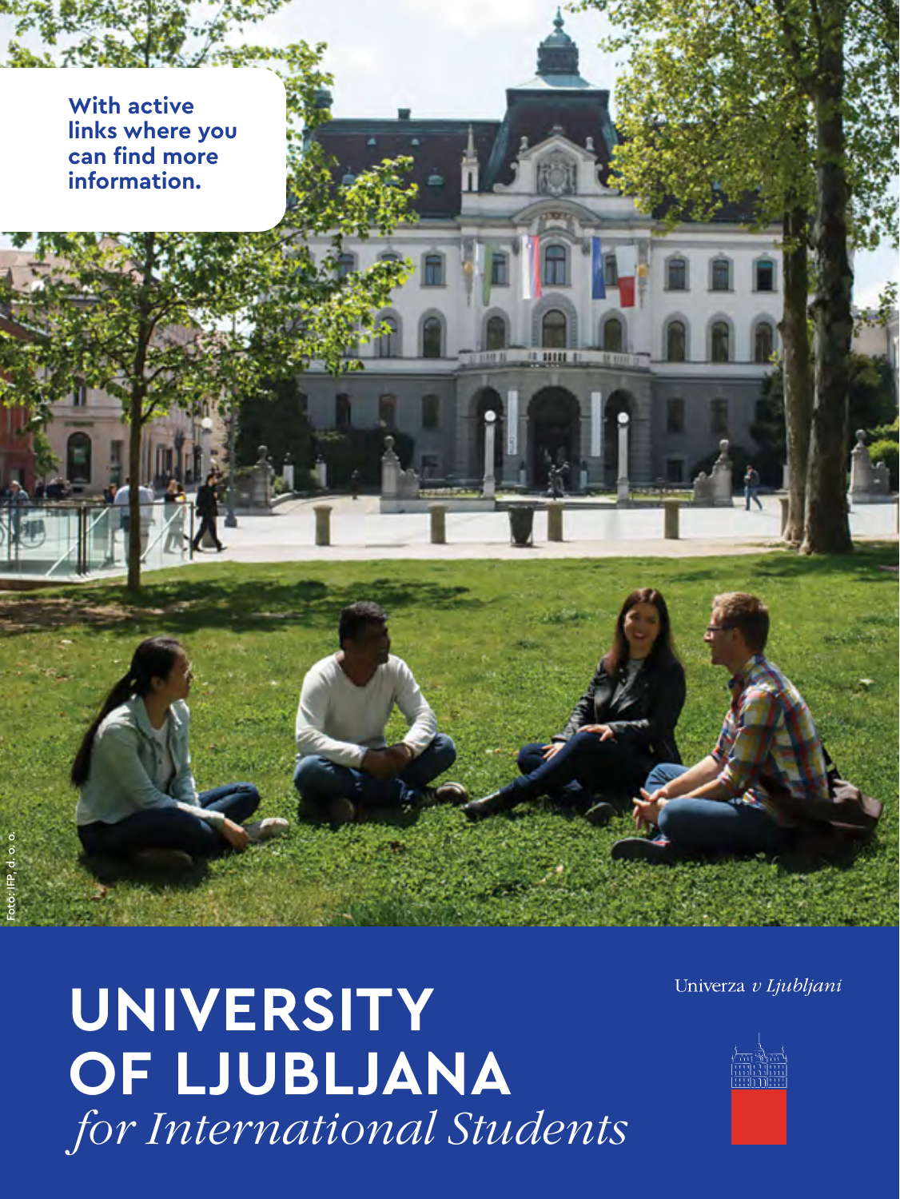With active links where you can find more information.

Foto: IFP, d. o. o.

# UNIVERSITY OF LJUBLJANA

*for International Students*

Univerza *v Ljubljani*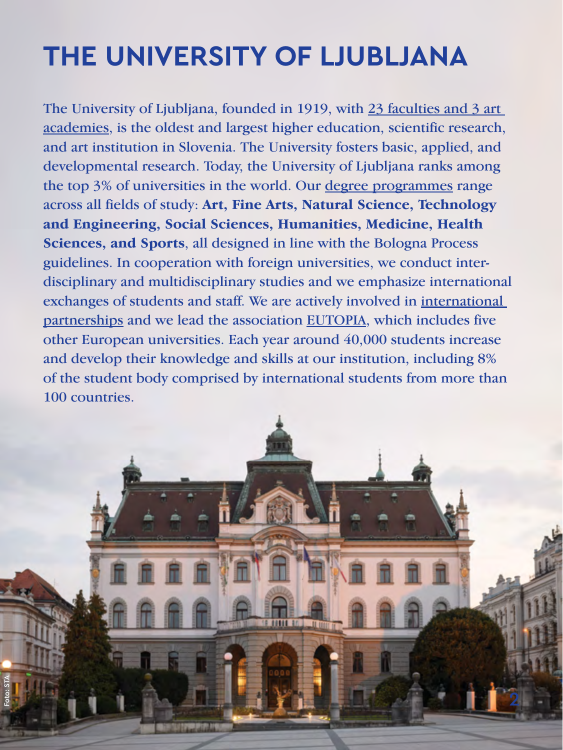# THE UNIVERSITY OF LJUBLJANA

The University of Ljubljana, founded in 1919, with 23 faculties and 3 art academies, is the oldest and largest higher education, scientific research, and art institution in Slovenia. The University fosters basic, applied, and developmental research. Today, the University of Ljubljana ranks among the top 3% of universities in the world. Our degree programmes range across all fields of study: **Art, Fine Arts, Natural Science, Technology and Engineering, Social Sciences, Humanities, Medicine, Health Sciences, and Sports**, all designed in line with the Bologna Process guidelines. In cooperation with foreign universities, we conduct inter-disciplinary and multidisciplinary studies and we emphasize international exchanges of students and staff. We are actively involved in international partnerships and we lead the association EUTOPIA, which includes five other European universities. Each year around 40,000 students increase and develop their knowledge and skills at our institution, including 8% of the student body comprised by international students from more than 100 countries.

Foto: STA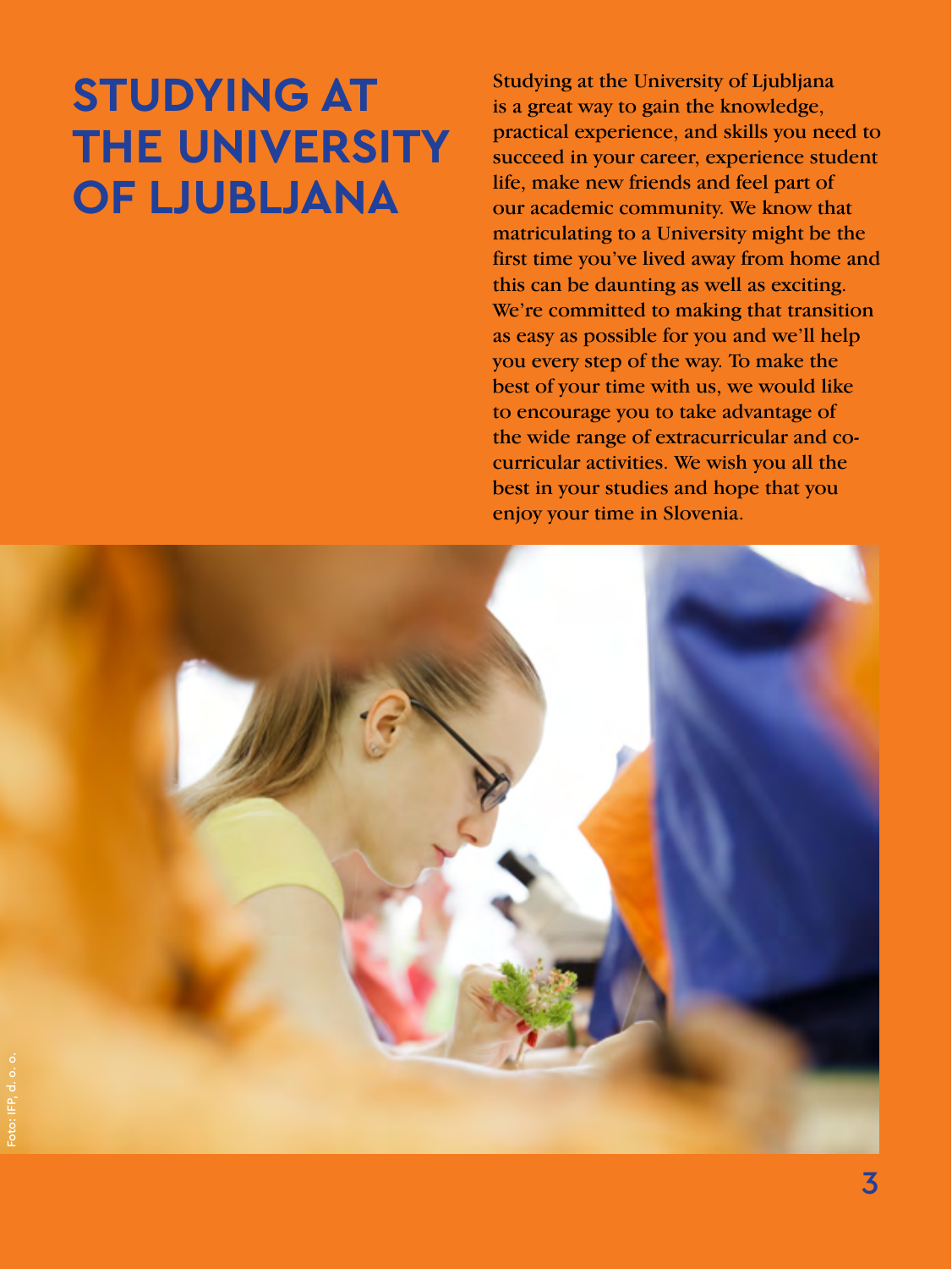# STUDYING AT THE UNIVERSITY OF LJUBLJANA

Studying at the University of Ljubljana is a great way to gain the knowledge, practical experience, and skills you need to succeed in your career, experience student life, make new friends and feel part of our academic community. We know that matriculating to a University might be the first time you've lived away from home and this can be daunting as well as exciting. We're committed to making that transition as easy as possible for you and we'll help you every step of the way. To make the best of your time with us, we would like to encourage you to take advantage of the wide range of extracurricular and co-curricular activities. We wish you all the best in your studies and hope that you enjoy your time in Slovenia.

Foto: IFP, d. o. o.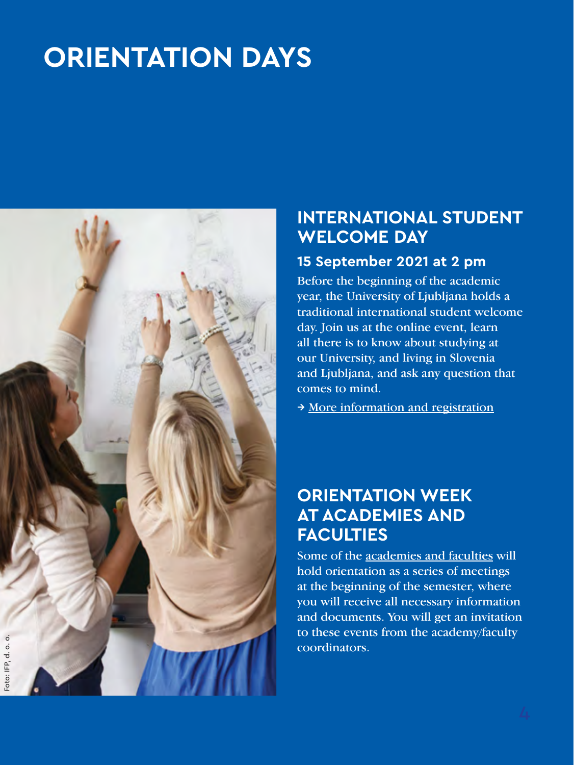# ORIENTATION DAYS

## INTERNATIONAL STUDENT WELCOME DAY

### 15 September 2021 at 2 pm

Before the beginning of the academic year, the University of Ljubljana holds a traditional international student welcome day. Join us at the online event, learn all there is to know about studying at our University, and living in Slovenia and Ljubljana, and ask any question that comes to mind.

→ More information and registration

## ORIENTATION WEEK AT ACADEMIES AND FACULTIES

Some of the academies and faculties will hold orientation as a series of meetings at the beginning of the semester, where you will receive all necessary information and documents. You will get an invitation to these events from the academy/faculty coordinators.

Foto: IFP, d. o. o.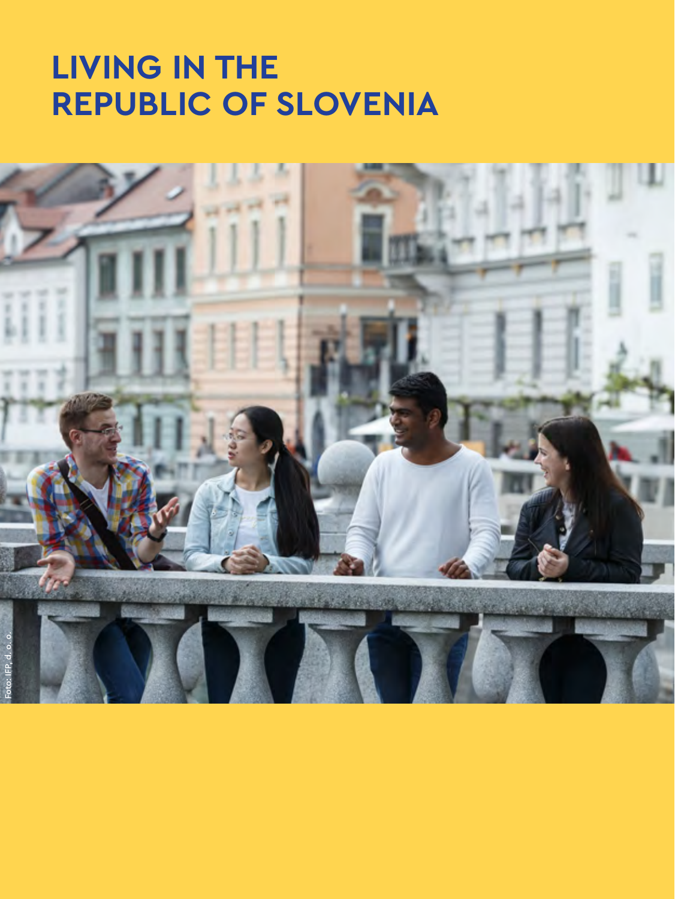# LIVING IN THE REPUBLIC OF SLOVENIA

Foto: IFP, d. o. o.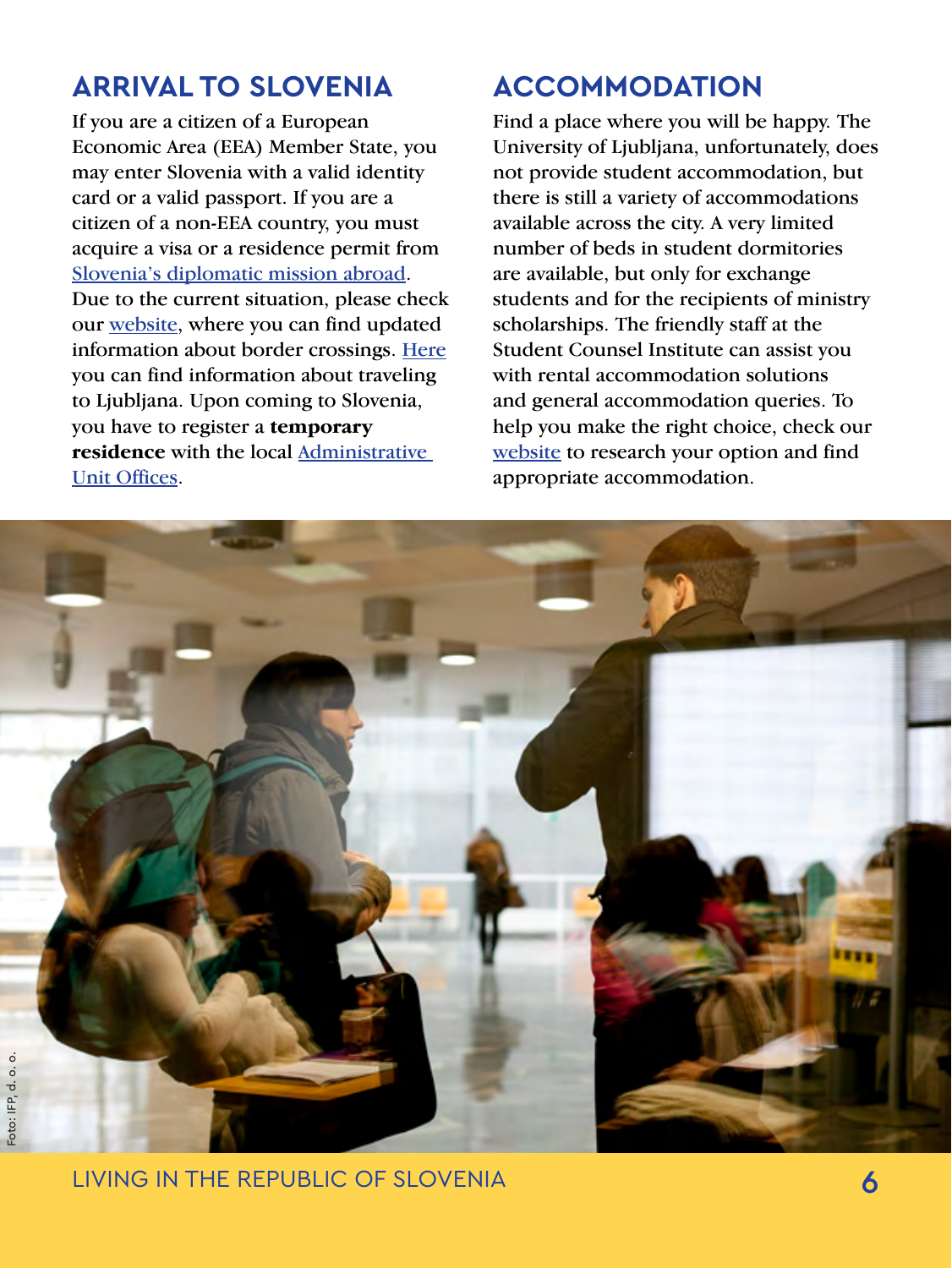## ARRIVAL TO SLOVENIA

If you are a citizen of a European Economic Area (EEA) Member State, you may enter Slovenia with a valid identity card or a valid passport. If you are a citizen of a non-EEA country, you must acquire a visa or a residence permit from Slovenia's diplomatic mission abroad. Due to the current situation, please check our website, where you can find updated information about border crossings. Here you can find information about traveling to Ljubljana. Upon coming to Slovenia, you have to register a **temporary residence** with the local Administrative Unit Offices.

## ACCOMMODATION

Find a place where you will be happy. The University of Ljubljana, unfortunately, does not provide student accommodation, but there is still a variety of accommodations available across the city. A very limited number of beds in student dormitories are available, but only for exchange students and for the recipients of ministry scholarships. The friendly staff at the Student Counsel Institute can assist you with rental accommodation solutions and general accommodation queries. To help you make the right choice, check our website to research your option and find appropriate accommodation.

Foto: IFP, d. o. o.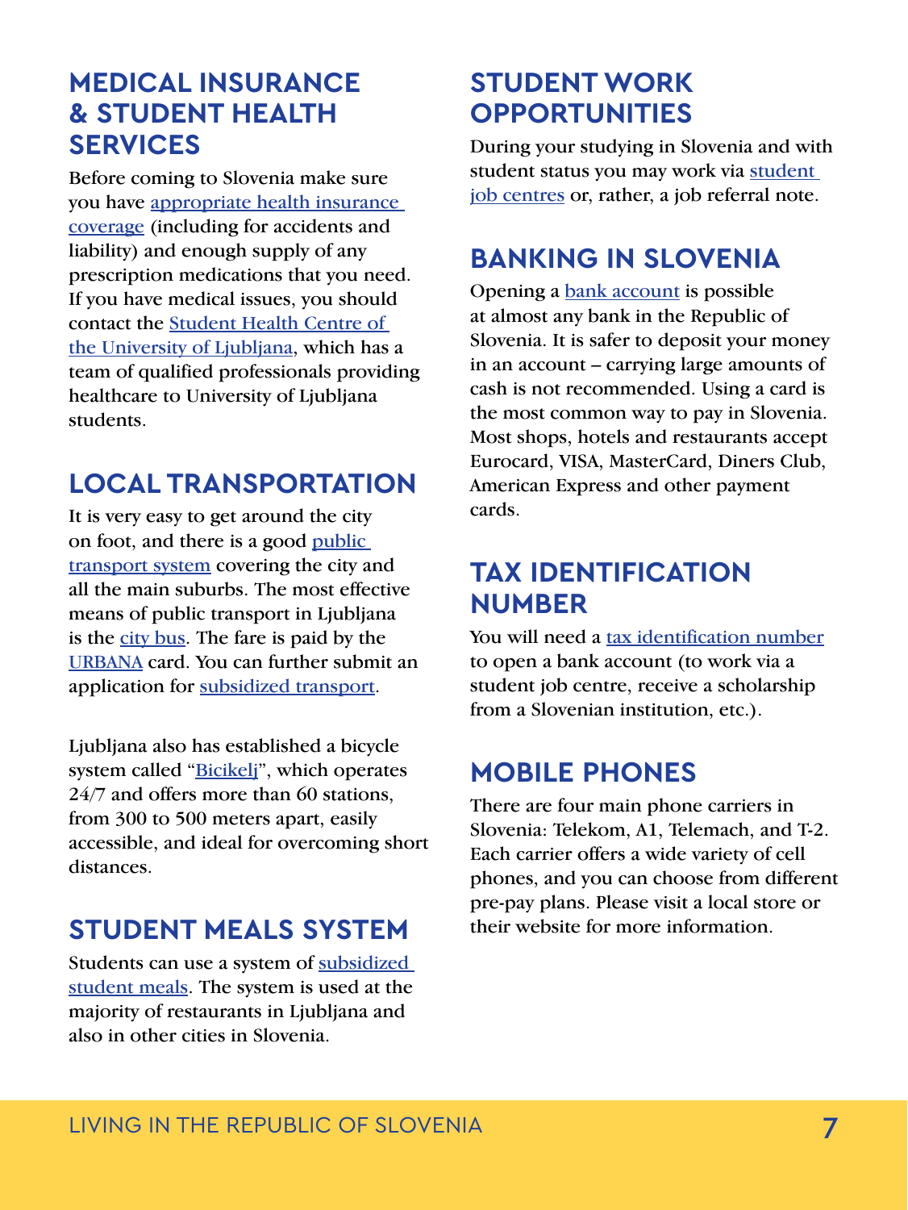## MEDICAL INSURANCE & STUDENT HEALTH SERVICES

Before coming to Slovenia make sure you have appropriate health insurance coverage (including for accidents and liability) and enough supply of any prescription medications that you need. If you have medical issues, you should contact the Student Health Centre of the University of Ljubljana, which has a team of qualified professionals providing healthcare to University of Ljubljana students.

## LOCAL TRANSPORTATION

It is very easy to get around the city on foot, and there is a good public transport system covering the city and all the main suburbs. The most effective means of public transport in Ljubljana is the city bus. The fare is paid by the URBANA card. You can further submit an application for subsidized transport.

Ljubljana also has established a bicycle system called "Bicikelj", which operates 24/7 and offers more than 60 stations, from 300 to 500 meters apart, easily accessible, and ideal for overcoming short distances.

## STUDENT MEALS SYSTEM

Students can use a system of subsidized student meals. The system is used at the majority of restaurants in Ljubljana and also in other cities in Slovenia.

## STUDENT WORK OPPORTUNITIES

During your studying in Slovenia and with student status you may work via student job centres or, rather, a job referral note.

## BANKING IN SLOVENIA

Opening a bank account is possible at almost any bank in the Republic of Slovenia. It is safer to deposit your money in an account – carrying large amounts of cash is not recommended. Using a card is the most common way to pay in Slovenia. Most shops, hotels and restaurants accept Eurocard, VISA, MasterCard, Diners Club, American Express and other payment cards.

## TAX IDENTIFICATION NUMBER

You will need a tax identification number to open a bank account (to work via a student job centre, receive a scholarship from a Slovenian institution, etc.).

## MOBILE PHONES

There are four main phone carriers in Slovenia: Telekom, A1, Telemach, and T-2. Each carrier offers a wide variety of cell phones, and you can choose from different pre-pay plans. Please visit a local store or their website for more information.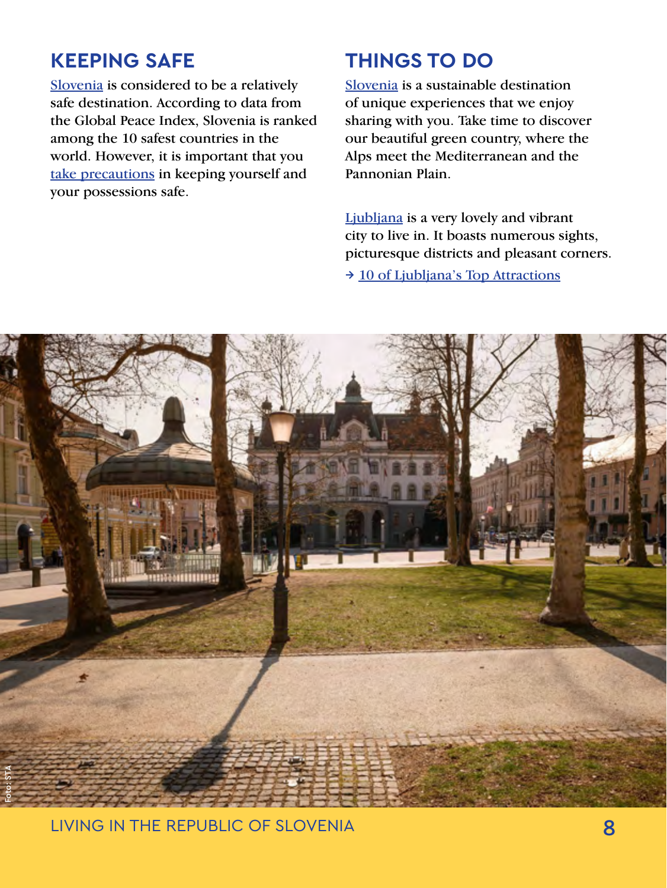## KEEPING SAFE

Slovenia is considered to be a relatively safe destination. According to data from the Global Peace Index, Slovenia is ranked among the 10 safest countries in the world. However, it is important that you take precautions in keeping yourself and your possessions safe.

## THINGS TO DO

Slovenia is a sustainable destination of unique experiences that we enjoy sharing with you. Take time to discover our beautiful green country, where the Alps meet the Mediterranean and the Pannonian Plain.

Ljubljana is a very lovely and vibrant city to live in. It boasts numerous sights, picturesque districts and pleasant corners.

→ 10 of Ljubljana's Top Attractions

Foto: STA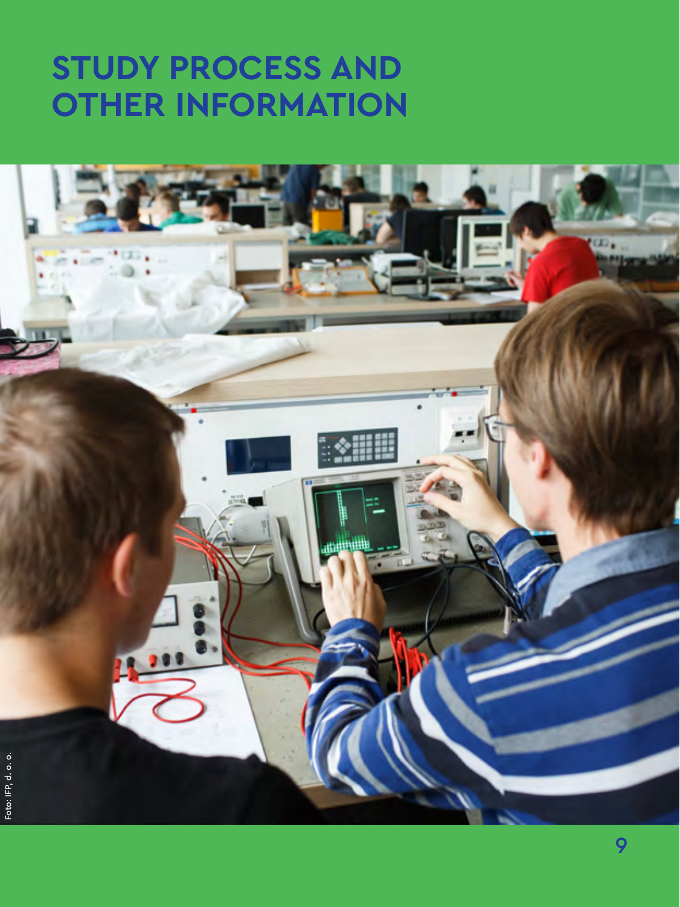# STUDY PROCESS AND OTHER INFORMATION

Foto: IFP, d. o. o.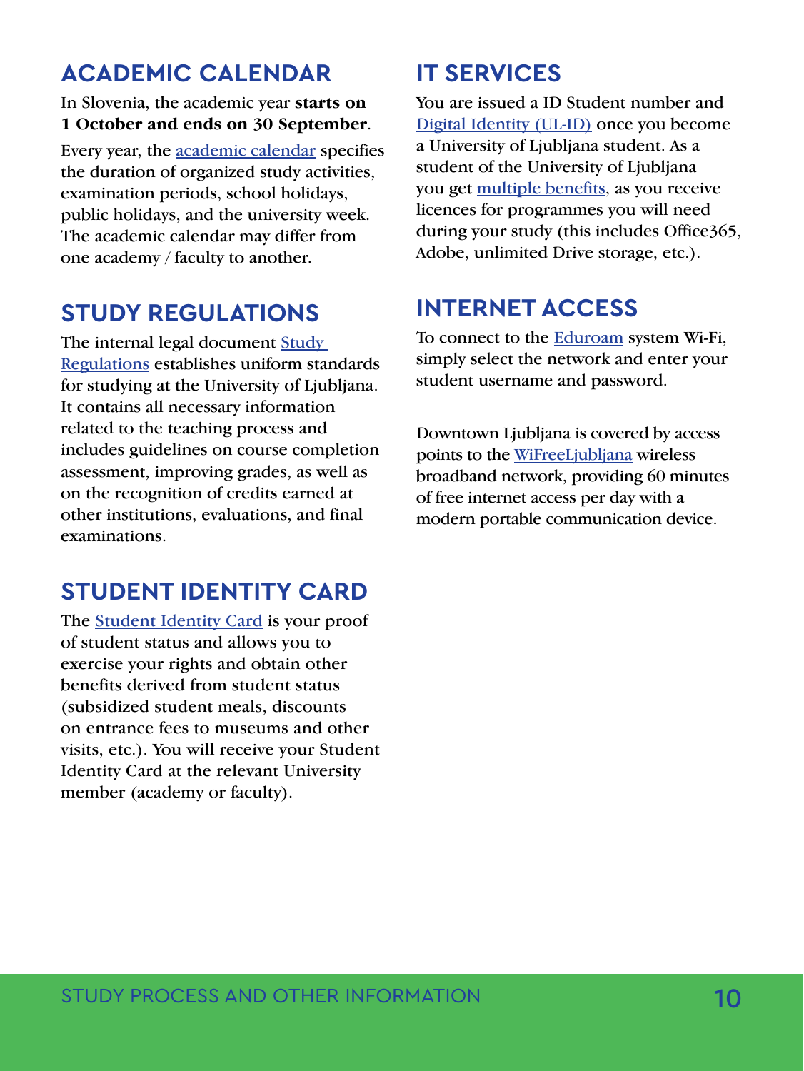## ACADEMIC CALENDAR

In Slovenia, the academic year **starts on 1 October and ends on 30 September**.

Every year, the academic calendar specifies the duration of organized study activities, examination periods, school holidays, public holidays, and the university week. The academic calendar may differ from one academy / faculty to another.

## STUDY REGULATIONS

The internal legal document Study Regulations establishes uniform standards for studying at the University of Ljubljana. It contains all necessary information related to the teaching process and includes guidelines on course completion assessment, improving grades, as well as on the recognition of credits earned at other institutions, evaluations, and final examinations.

## STUDENT IDENTITY CARD

The Student Identity Card is your proof of student status and allows you to exercise your rights and obtain other benefits derived from student status (subsidized student meals, discounts on entrance fees to museums and other visits, etc.). You will receive your Student Identity Card at the relevant University member (academy or faculty).

## IT SERVICES

You are issued a ID Student number and Digital Identity (UL-ID) once you become a University of Ljubljana student. As a student of the University of Ljubljana you get multiple benefits, as you receive licences for programmes you will need during your study (this includes Office365, Adobe, unlimited Drive storage, etc.).

## INTERNET ACCESS

To connect to the Eduroam system Wi-Fi, simply select the network and enter your student username and password.

Downtown Ljubljana is covered by access points to the WiFreeLjubljana wireless broadband network, providing 60 minutes of free internet access per day with a modern portable communication device.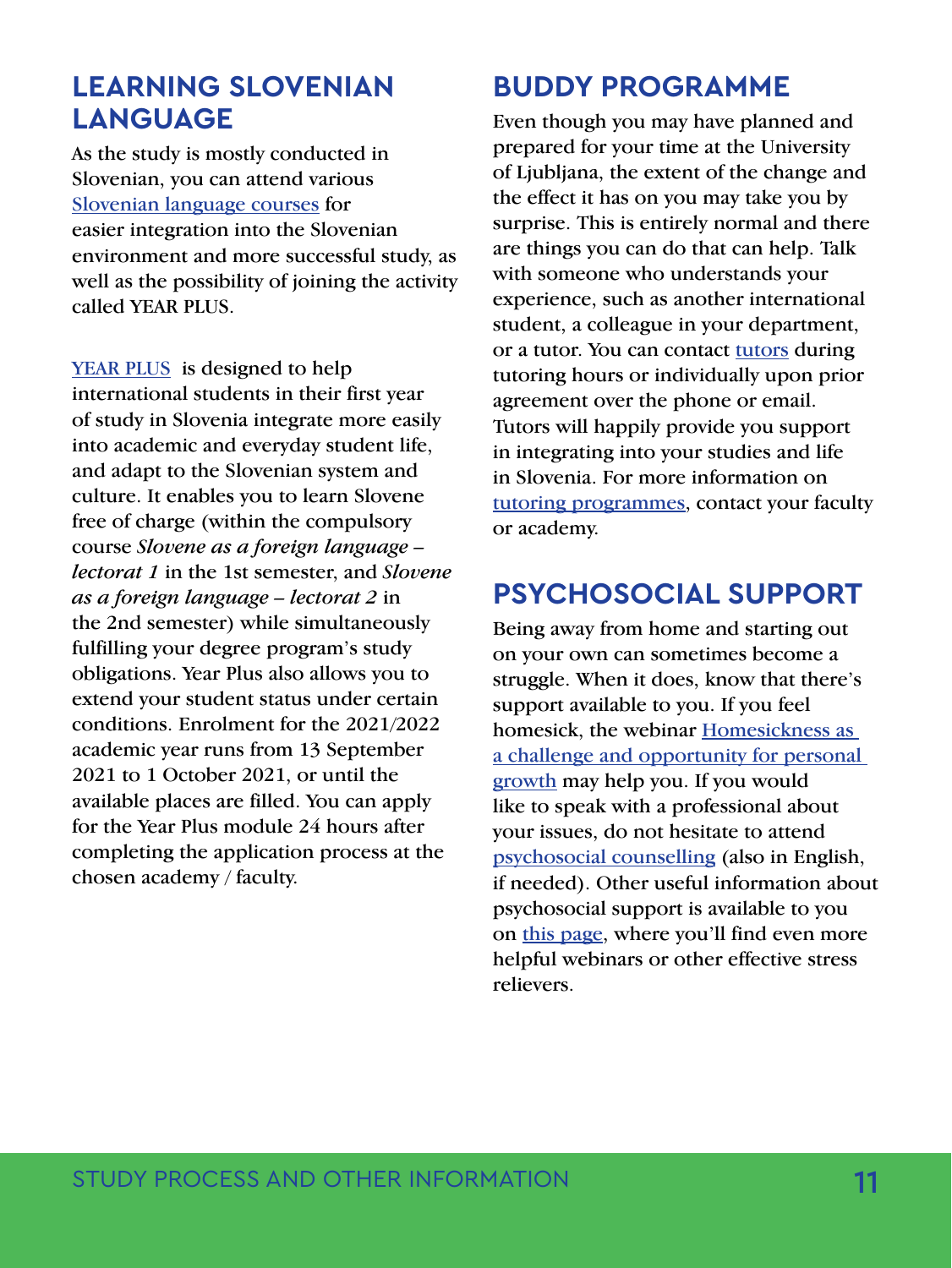## LEARNING SLOVENIAN LANGUAGE

As the study is mostly conducted in Slovenian, you can attend various Slovenian language courses for easier integration into the Slovenian environment and more successful study, as well as the possibility of joining the activity called YEAR PLUS.

YEAR PLUS is designed to help international students in their first year of study in Slovenia integrate more easily into academic and everyday student life, and adapt to the Slovenian system and culture. It enables you to learn Slovene free of charge (within the compulsory course *Slovene as a foreign language – lectorat 1* in the 1st semester, and *Slovene as a foreign language – lectorat 2* in the 2nd semester) while simultaneously fulfilling your degree program's study obligations. Year Plus also allows you to extend your student status under certain conditions. Enrolment for the 2021/2022 academic year runs from 13 September 2021 to 1 October 2021, or until the available places are filled. You can apply for the Year Plus module 24 hours after completing the application process at the chosen academy / faculty.

## BUDDY PROGRAMME

Even though you may have planned and prepared for your time at the University of Ljubljana, the extent of the change and the effect it has on you may take you by surprise. This is entirely normal and there are things you can do that can help. Talk with someone who understands your experience, such as another international student, a colleague in your department, or a tutor. You can contact tutors during tutoring hours or individually upon prior agreement over the phone or email. Tutors will happily provide you support in integrating into your studies and life in Slovenia. For more information on tutoring programmes, contact your faculty or academy.

## PSYCHOSOCIAL SUPPORT

Being away from home and starting out on your own can sometimes become a struggle. When it does, know that there's support available to you. If you feel homesick, the webinar Homesickness as a challenge and opportunity for personal growth may help you. If you would like to speak with a professional about your issues, do not hesitate to attend psychosocial counselling (also in English, if needed). Other useful information about psychosocial support is available to you on this page, where you'll find even more helpful webinars or other effective stress relievers.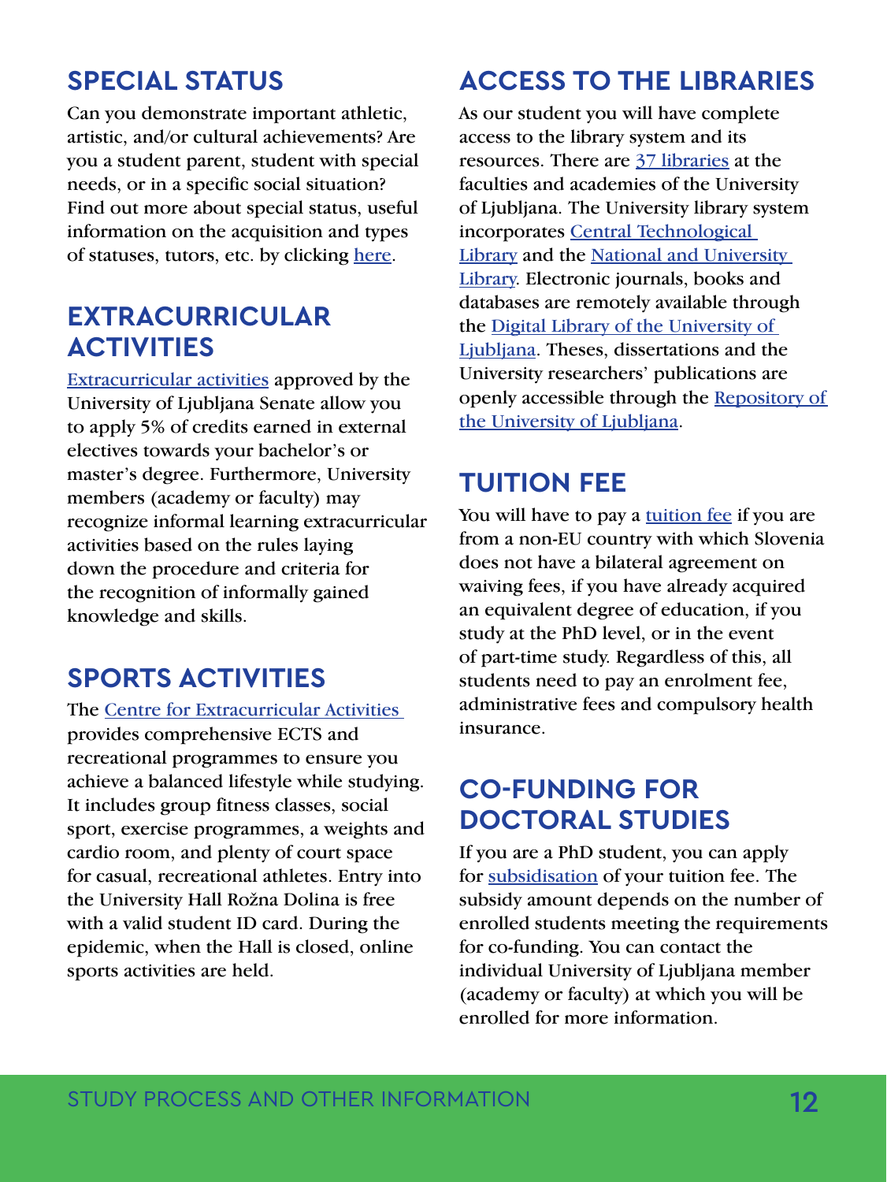## SPECIAL STATUS

Can you demonstrate important athletic, artistic, and/or cultural achievements? Are you a student parent, student with special needs, or in a specific social situation? Find out more about special status, useful information on the acquisition and types of statuses, tutors, etc. by clicking here.

## EXTRACURRICULAR ACTIVITIES

Extracurricular activities approved by the University of Ljubljana Senate allow you to apply 5% of credits earned in external electives towards your bachelor's or master's degree. Furthermore, University members (academy or faculty) may recognize informal learning extracurricular activities based on the rules laying down the procedure and criteria for the recognition of informally gained knowledge and skills.

## SPORTS ACTIVITIES

The Centre for Extracurricular Activities provides comprehensive ECTS and recreational programmes to ensure you achieve a balanced lifestyle while studying. It includes group fitness classes, social sport, exercise programmes, a weights and cardio room, and plenty of court space for casual, recreational athletes. Entry into the University Hall Rožna Dolina is free with a valid student ID card. During the epidemic, when the Hall is closed, online sports activities are held.

## ACCESS TO THE LIBRARIES

As our student you will have complete access to the library system and its resources. There are 37 libraries at the faculties and academies of the University of Ljubljana. The University library system incorporates Central Technological Library and the National and University Library. Electronic journals, books and databases are remotely available through the Digital Library of the University of Ljubljana. Theses, dissertations and the University researchers' publications are openly accessible through the Repository of the University of Ljubljana.

## TUITION FEE

You will have to pay a tuition fee if you are from a non-EU country with which Slovenia does not have a bilateral agreement on waiving fees, if you have already acquired an equivalent degree of education, if you study at the PhD level, or in the event of part-time study. Regardless of this, all students need to pay an enrolment fee, administrative fees and compulsory health insurance.

## CO-FUNDING FOR DOCTORAL STUDIES

If you are a PhD student, you can apply for subsidisation of your tuition fee. The subsidy amount depends on the number of enrolled students meeting the requirements for co-funding. You can contact the individual University of Ljubljana member (academy or faculty) at which you will be enrolled for more information.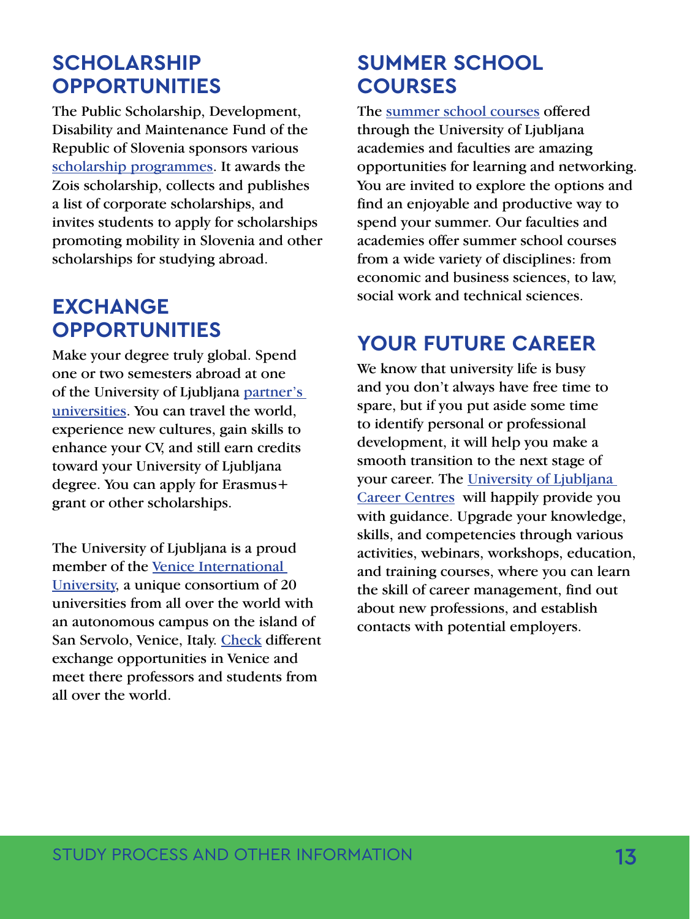## SCHOLARSHIP OPPORTUNITIES

The Public Scholarship, Development, Disability and Maintenance Fund of the Republic of Slovenia sponsors various scholarship programmes. It awards the Zois scholarship, collects and publishes a list of corporate scholarships, and invites students to apply for scholarships promoting mobility in Slovenia and other scholarships for studying abroad.

## EXCHANGE OPPORTUNITIES

Make your degree truly global. Spend one or two semesters abroad at one of the University of Ljubljana partner's universities. You can travel the world, experience new cultures, gain skills to enhance your CV, and still earn credits toward your University of Ljubljana degree. You can apply for Erasmus+ grant or other scholarships.

The University of Ljubljana is a proud member of the Venice International University, a unique consortium of 20 universities from all over the world with an autonomous campus on the island of San Servolo, Venice, Italy. Check different exchange opportunities in Venice and meet there professors and students from all over the world.

## SUMMER SCHOOL COURSES

The summer school courses offered through the University of Ljubljana academies and faculties are amazing opportunities for learning and networking. You are invited to explore the options and find an enjoyable and productive way to spend your summer. Our faculties and academies offer summer school courses from a wide variety of disciplines: from economic and business sciences, to law, social work and technical sciences.

## YOUR FUTURE CAREER

We know that university life is busy and you don't always have free time to spare, but if you put aside some time to identify personal or professional development, it will help you make a smooth transition to the next stage of your career. The University of Ljubljana Career Centres will happily provide you with guidance. Upgrade your knowledge, skills, and competencies through various activities, webinars, workshops, education, and training courses, where you can learn the skill of career management, find out about new professions, and establish contacts with potential employers.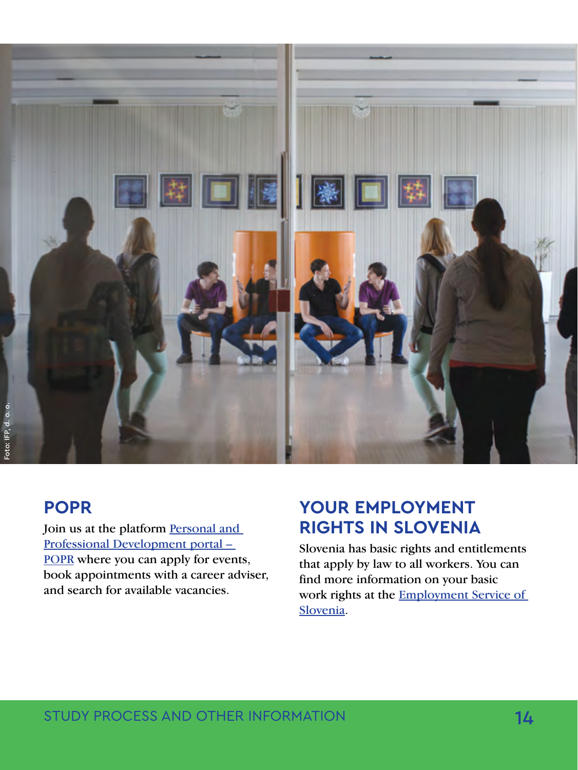Foto: IFP, d. o. o.

## POPR

Join us at the platform Personal and Professional Development portal – POPR where you can apply for events, book appointments with a career adviser, and search for available vacancies.

## YOUR EMPLOYMENT RIGHTS IN SLOVENIA

Slovenia has basic rights and entitlements that apply by law to all workers. You can find more information on your basic work rights at the Employment Service of Slovenia.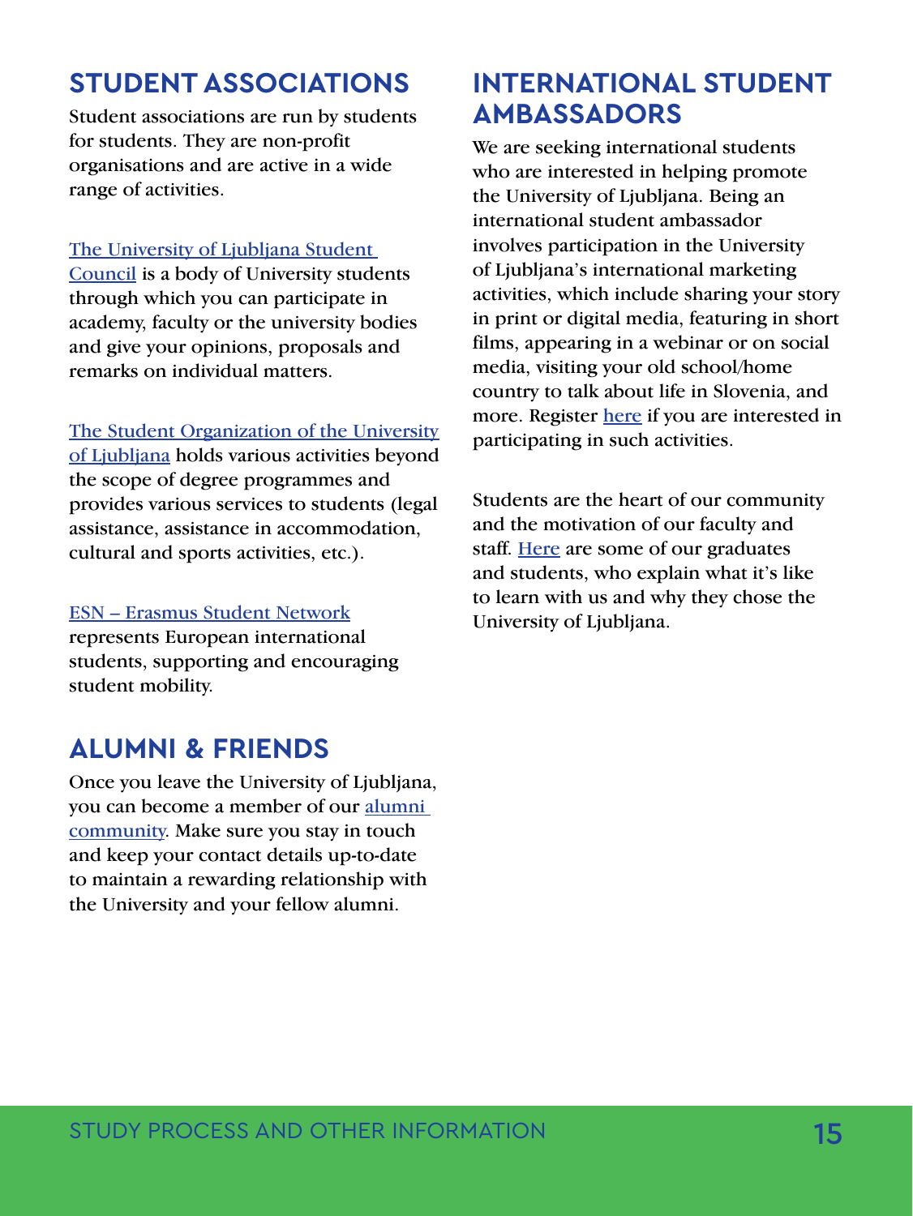## STUDENT ASSOCIATIONS

Student associations are run by students for students. They are non-profit organisations and are active in a wide range of activities.

The University of Ljubljana Student Council is a body of University students through which you can participate in academy, faculty or the university bodies and give your opinions, proposals and remarks on individual matters.

The Student Organization of the University of Ljubljana holds various activities beyond the scope of degree programmes and provides various services to students (legal assistance, assistance in accommodation, cultural and sports activities, etc.).

ESN – Erasmus Student Network represents European international students, supporting and encouraging student mobility.

## ALUMNI & FRIENDS

Once you leave the University of Ljubljana, you can become a member of our alumni community. Make sure you stay in touch and keep your contact details up-to-date to maintain a rewarding relationship with the University and your fellow alumni.

## INTERNATIONAL STUDENT AMBASSADORS

We are seeking international students who are interested in helping promote the University of Ljubljana. Being an international student ambassador involves participation in the University of Ljubljana's international marketing activities, which include sharing your story in print or digital media, featuring in short films, appearing in a webinar or on social media, visiting your old school/home country to talk about life in Slovenia, and more. Register here if you are interested in participating in such activities.

Students are the heart of our community and the motivation of our faculty and staff. Here are some of our graduates and students, who explain what it's like to learn with us and why they chose the University of Ljubljana.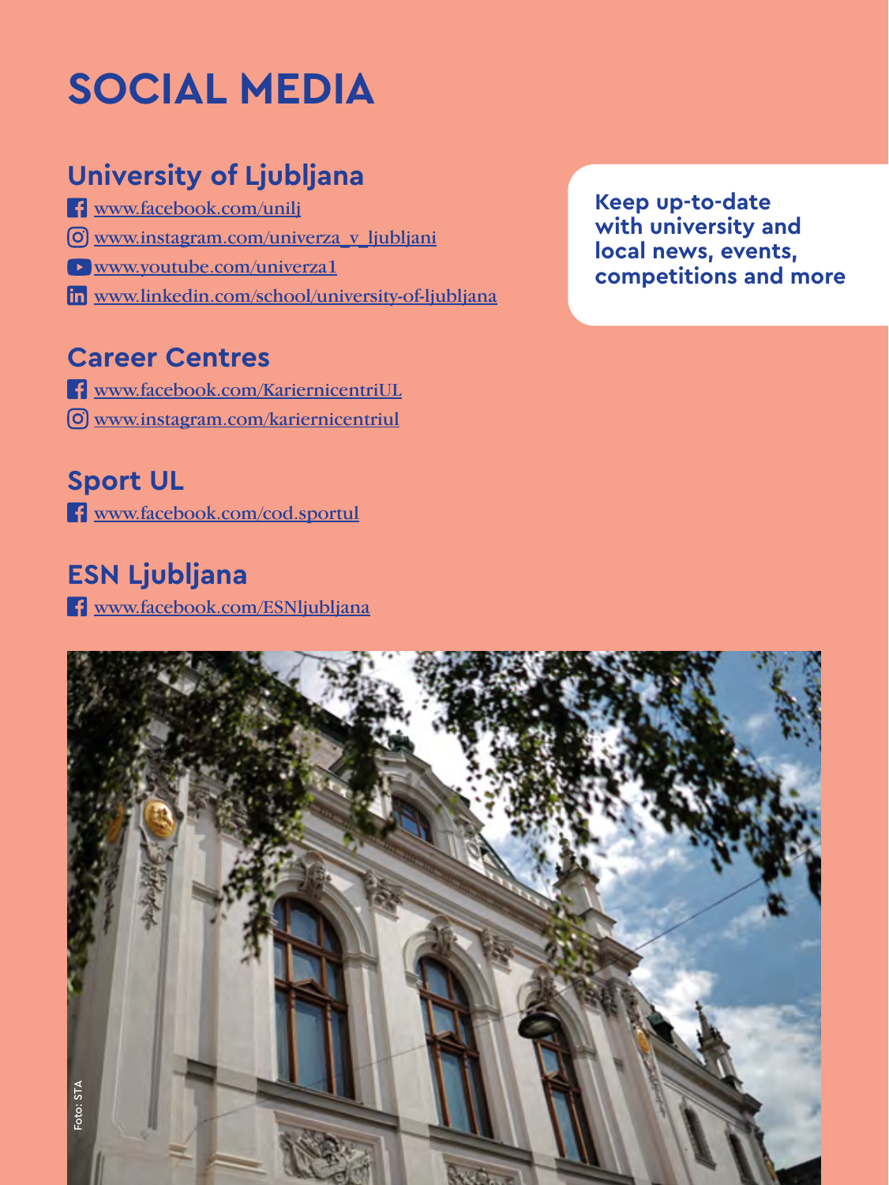# SOCIAL MEDIA

## University of Ljubljana

- www.facebook.com/unilj
- www.instagram.com/univerza_v_ljubljani
- www.youtube.com/univerza1
- www.linkedin.com/school/university-of-ljubljana

**Keep up-to-date with university and local news, events, competitions and more**

## Career Centres

- www.facebook.com/KariernicentriUL
- www.instagram.com/kariernicentriul

## Sport UL

- www.facebook.com/cod.sportul

## ESN Ljubljana

- www.facebook.com/ESNljubljana

Foto: STA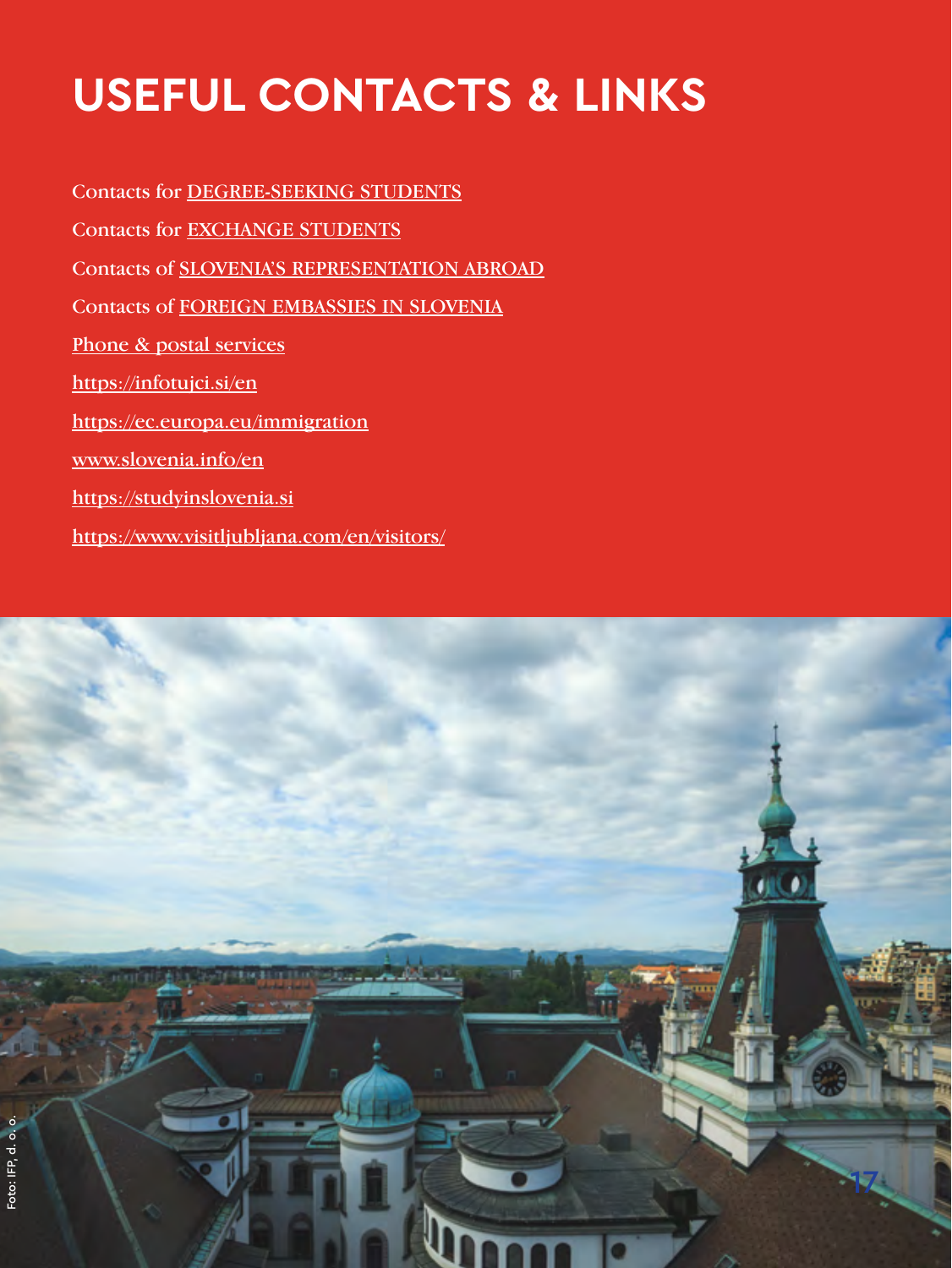# USEFUL CONTACTS & LINKS

Contacts for DEGREE-SEEKING STUDENTS

Contacts for EXCHANGE STUDENTS

Contacts of SLOVENIA'S REPRESENTATION ABROAD

Contacts of FOREIGN EMBASSIES IN SLOVENIA

Phone & postal services

https://infotujci.si/en

https://ec.europa.eu/immigration

www.slovenia.info/en

https://studyinslovenia.si

https://www.visitljubljana.com/en/visitors/

Foto: IFP, d. o. o.